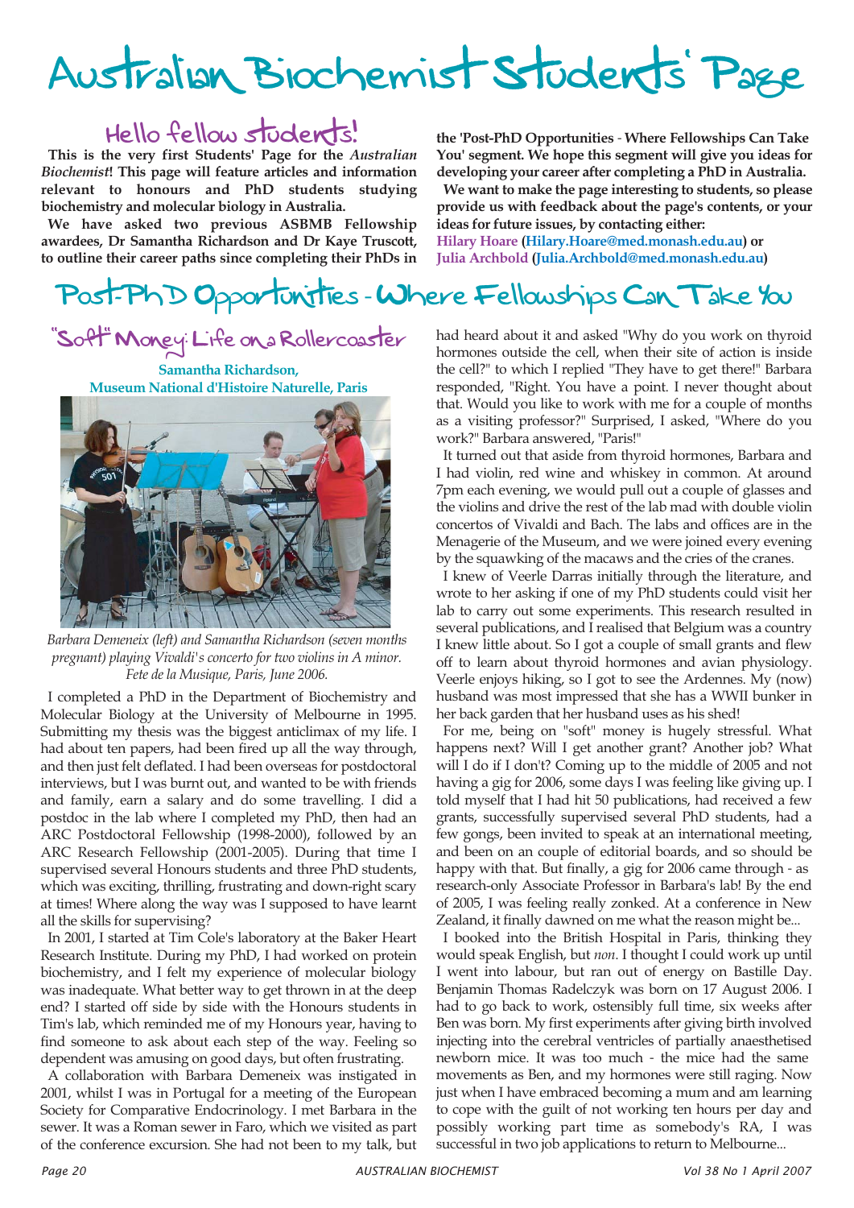# Australian Biochemist Students' Page

## Hello fellow students!

**This is the very first Students' Page for the *Australian Biochemist*! This page will feature articles and information relevant to honours and PhD students studying biochemistry and molecular biology in Australia.**

**We have asked two previous ASBMB Fellowship awardees, Dr Samantha Richardson and Dr Kaye Truscott, to outline their career paths since completing their PhDs in the 'Post-PhD Opportunities - Where Fellowships Can Take You' segment. We hope this segment will give you ideas for developing your career after completing a PhD in Australia.**

**We want to make the page interesting to students, so please provide us with feedback about the page's contents, or your ideas for future issues, by contacting either:**

**Hilary Hoare (Hilary.Hoare@med.monash.edu.au) or Julia Archbold (Julia.Archbold@med.monash.edu.au)**

# Post-PhD Opportunities - Where Fellowships Can Take You

## "Soft" Money: Life on a Rollercoaster

**Samantha Richardson, Museum National d'Histoire Naturelle, Paris**

*Barbara Demeneix (left) and Samantha Richardson (seven months pregnant) playing Vivaldi's concerto for two violins in A minor. Fete de la Musique, Paris, June 2006.*

I completed a PhD in the Department of Biochemistry and Molecular Biology at the University of Melbourne in 1995. Submitting my thesis was the biggest anticlimax of my life. I had about ten papers, had been fired up all the way through, and then just felt deflated. I had been overseas for postdoctoral interviews, but I was burnt out, and wanted to be with friends and family, earn a salary and do some travelling. I did a postdoc in the lab where I completed my PhD, then had an ARC Postdoctoral Fellowship (1998-2000), followed by an ARC Research Fellowship (2001-2005). During that time I supervised several Honours students and three PhD students, which was exciting, thrilling, frustrating and down-right scary at times! Where along the way was I supposed to have learnt all the skills for supervising?

In 2001, I started at Tim Cole's laboratory at the Baker Heart Research Institute. During my PhD, I had worked on protein biochemistry, and I felt my experience of molecular biology was inadequate. What better way to get thrown in at the deep end? I started off side by side with the Honours students in Tim's lab, which reminded me of my Honours year, having to find someone to ask about each step of the way. Feeling so dependent was amusing on good days, but often frustrating.

A collaboration with Barbara Demeneix was instigated in 2001, whilst I was in Portugal for a meeting of the European Society for Comparative Endocrinology. I met Barbara in the sewer. It was a Roman sewer in Faro, which we visited as part of the conference excursion. She had not been to my talk, but had heard about it and asked "Why do you work on thyroid hormones outside the cell, when their site of action is inside the cell?" to which I replied "They have to get there!" Barbara responded, "Right. You have a point. I never thought about that. Would you like to work with me for a couple of months as a visiting professor?" Surprised, I asked, "Where do you work?" Barbara answered, "Paris!"

It turned out that aside from thyroid hormones, Barbara and I had violin, red wine and whiskey in common. At around 7pm each evening, we would pull out a couple of glasses and the violins and drive the rest of the lab mad with double violin concertos of Vivaldi and Bach. The labs and offices are in the Menagerie of the Museum, and we were joined every evening by the squawking of the macaws and the cries of the cranes.

I knew of Veerle Darras initially through the literature, and wrote to her asking if one of my PhD students could visit her lab to carry out some experiments. This research resulted in several publications, and I realised that Belgium was a country I knew little about. So I got a couple of small grants and flew off to learn about thyroid hormones and avian physiology. Veerle enjoys hiking, so I got to see the Ardennes. My (now) husband was most impressed that she has a WWII bunker in her back garden that her husband uses as his shed!

For me, being on "soft" money is hugely stressful. What happens next? Will I get another grant? Another job? What will I do if I don't? Coming up to the middle of 2005 and not having a gig for 2006, some days I was feeling like giving up. I told myself that I had hit 50 publications, had received a few grants, successfully supervised several PhD students, had a few gongs, been invited to speak at an international meeting, and been on an couple of editorial boards, and so should be happy with that. But finally, a gig for 2006 came through - as research-only Associate Professor in Barbara's lab! By the end of 2005, I was feeling really zonked. At a conference in New Zealand, it finally dawned on me what the reason might be...

I booked into the British Hospital in Paris, thinking they would speak English, but *non*. I thought I could work up until I went into labour, but ran out of energy on Bastille Day. Benjamin Thomas Radelczyk was born on 17 August 2006. I had to go back to work, ostensibly full time, six weeks after Ben was born. My first experiments after giving birth involved injecting into the cerebral ventricles of partially anaesthetised newborn mice. It was too much - the mice had the same movements as Ben, and my hormones were still raging. Now just when I have embraced becoming a mum and am learning to cope with the guilt of not working ten hours per day and possibly working part time as somebody's RA, I was successful in two job applications to return to Melbourne...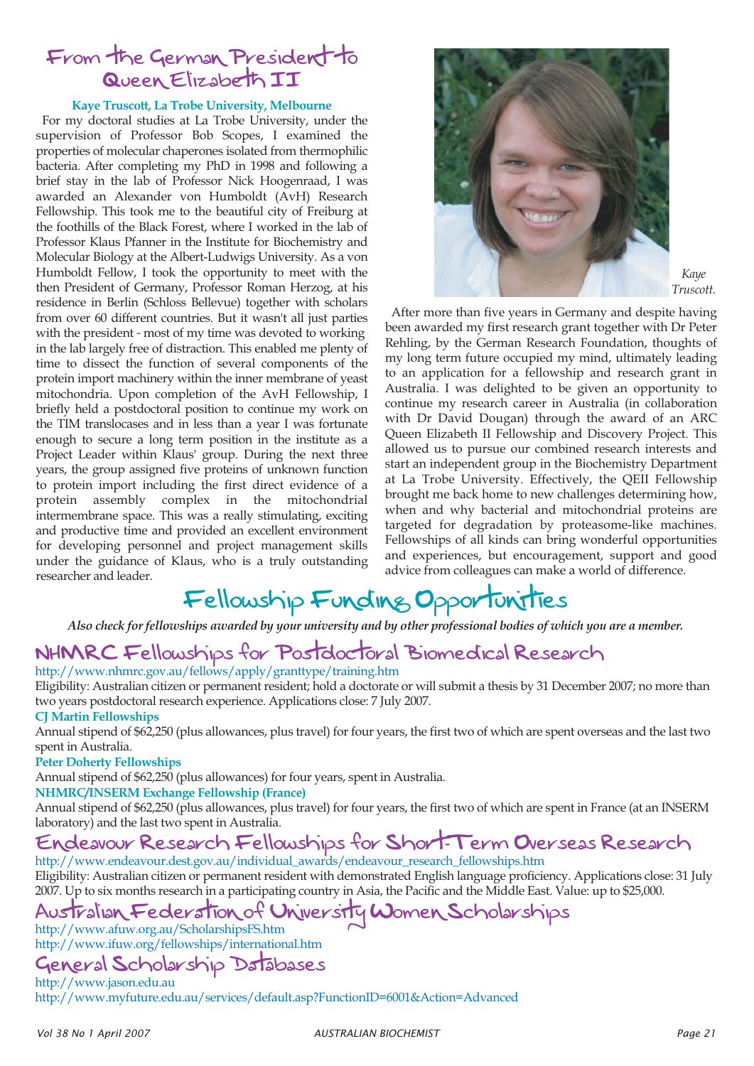## From the German President to Queen Elizabeth II

**Kaye Truscott, La Trobe University, Melbourne**

For my doctoral studies at La Trobe University, under the supervision of Professor Bob Scopes, I examined the properties of molecular chaperones isolated from thermophilic bacteria. After completing my PhD in 1998 and following a brief stay in the lab of Professor Nick Hoogenraad, I was awarded an Alexander von Humboldt (AvH) Research Fellowship. This took me to the beautiful city of Freiburg at the foothills of the Black Forest, where I worked in the lab of Professor Klaus Pfanner in the Institute for Biochemistry and Molecular Biology at the Albert-Ludwigs University. As a von Humboldt Fellow, I took the opportunity to meet with the then President of Germany, Professor Roman Herzog, at his residence in Berlin (Schloss Bellevue) together with scholars from over 60 different countries. But it wasn't all just parties with the president - most of my time was devoted to working in the lab largely free of distraction. This enabled me plenty of time to dissect the function of several components of the protein import machinery within the inner membrane of yeast mitochondria. Upon completion of the AvH Fellowship, I briefly held a postdoctoral position to continue my work on the TIM translocases and in less than a year I was fortunate enough to secure a long term position in the institute as a Project Leader within Klaus' group. During the next three years, the group assigned five proteins of unknown function to protein import including the first direct evidence of a protein assembly complex in the mitochondrial intermembrane space. This was a really stimulating, exciting and productive time and provided an excellent environment for developing personnel and project management skills under the guidance of Klaus, who is a truly outstanding researcher and leader.

*Kaye Truscott.*

After more than five years in Germany and despite having been awarded my first research grant together with Dr Peter Rehling, by the German Research Foundation, thoughts of my long term future occupied my mind, ultimately leading to an application for a fellowship and research grant in Australia. I was delighted to be given an opportunity to continue my research career in Australia (in collaboration with Dr David Dougan) through the award of an ARC Queen Elizabeth II Fellowship and Discovery Project. This allowed us to pursue our combined research interests and start an independent group in the Biochemistry Department at La Trobe University. Effectively, the QEII Fellowship brought me back home to new challenges determining how, when and why bacterial and mitochondrial proteins are targeted for degradation by proteasome-like machines. Fellowships of all kinds can bring wonderful opportunities and experiences, but encouragement, support and good advice from colleagues can make a world of difference.

# Fellowship Funding Opportunities

*Also check for fellowships awarded by your university and by other professional bodies of which you are a member.*

## NHMRC Fellowships for Postdoctoral Biomedical Research

http://www.nhmrc.gov.au/fellows/apply/granttype/training.htm

Eligibility: Australian citizen or permanent resident; hold a doctorate or will submit a thesis by 31 December 2007; no more than two years postdoctoral research experience. Applications close: 7 July 2007.

**CJ Martin Fellowships**

Annual stipend of $62,250 (plus allowances, plus travel) for four years, the first two of which are spent overseas and the last two spent in Australia.

**Peter Doherty Fellowships**

Annual stipend of $62,250 (plus allowances) for four years, spent in Australia.

**NHMRC/INSERM Exchange Fellowship (France)**

Annual stipend of $62,250 (plus allowances, plus travel) for four years, the first two of which are spent in France (at an INSERM laboratory) and the last two spent in Australia.

## Endeavour Research Fellowships for Short-Term Overseas Research

http://www.endeavour.dest.gov.au/individual_awards/endeavour_research_fellowships.htm

Eligibility: Australian citizen or permanent resident with demonstrated English language proficiency. Applications close: 31 July 2007. Up to six months research in a participating country in Asia, the Pacific and the Middle East. Value: up to $25,000.

## Australian Federation of University Women Scholarships

http://www.afuw.org.au/ScholarshipsFS.htm
http://www.ifuw.org/fellowships/international.htm

## General Scholarship Databases

http://www.jason.edu.au
http://www.myfuture.edu.au/services/default.asp?FunctionID=6001&Action=Advanced